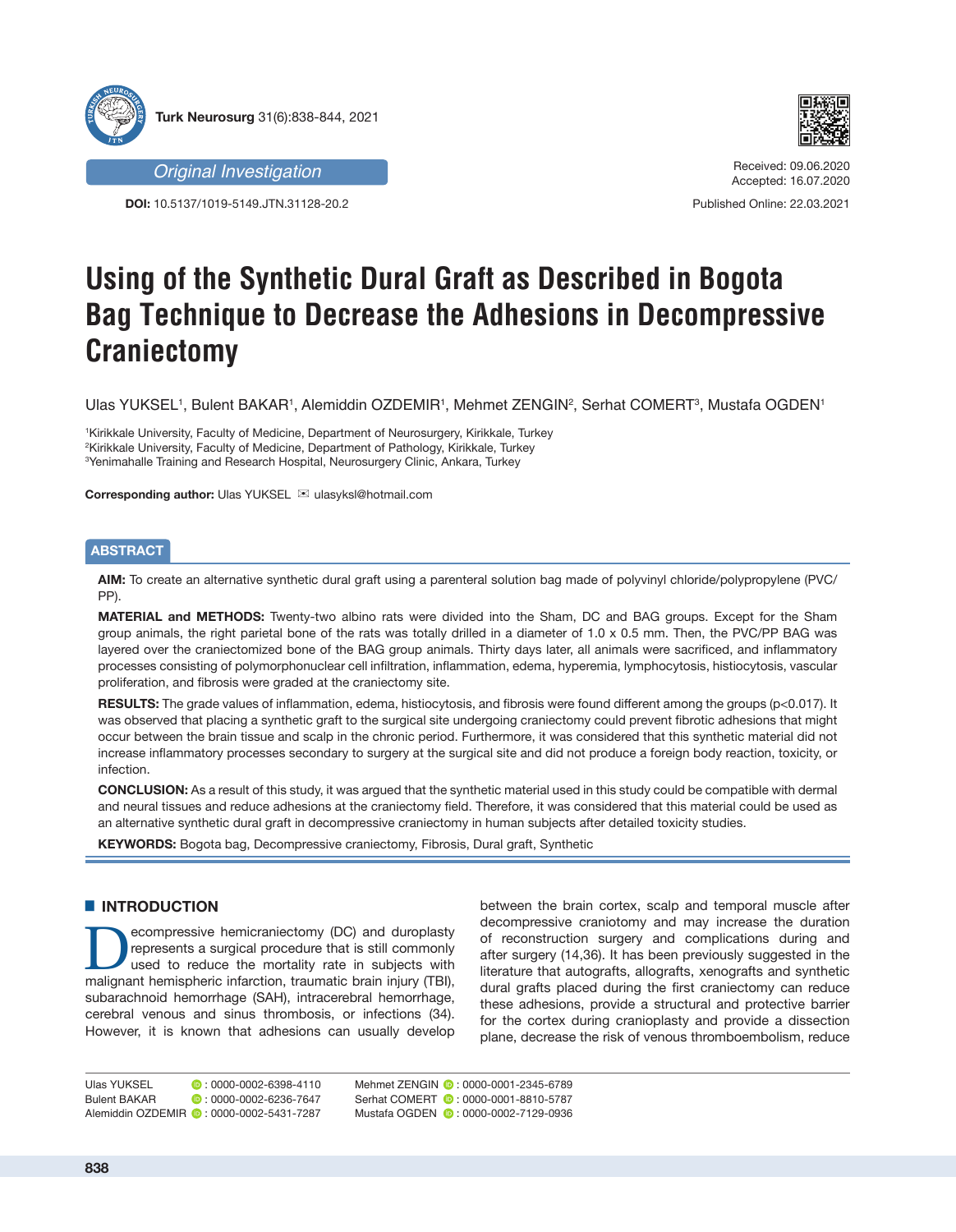Original Investigation

**DOI:** 10.5137/1019-5149.JTN.31128-20.2

Received: 09.06.2020
Accepted: 16.07.2020

Published Online: 22.03.2021

# Using of the Synthetic Dural Graft as Described in Bogota Bag Technique to Decrease the Adhesions in Decompressive Craniectomy

Ulas YUKSEL[1], Bulent BAKAR[1], Alemiddin OZDEMIR[1], Mehmet ZENGIN[2], Serhat COMERT[3], Mustafa OGDEN[1]

[1]Kirikkale University, Faculty of Medicine, Department of Neurosurgery, Kirikkale, Turkey
[2]Kirikkale University, Faculty of Medicine, Department of Pathology, Kirikkale, Turkey
[3]Yenimahalle Training and Research Hospital, Neurosurgery Clinic, Ankara, Turkey

**Corresponding author:** Ulas YUKSEL ✉ ulasyuksl@hotmail.com

## ABSTRACT

**AIM:** To create an alternative synthetic dural graft using a parenteral solution bag made of polyvinyl chloride/polypropylene (PVC/PP).

**MATERIAL and METHODS:** Twenty-two albino rats were divided into the Sham, DC and BAG groups. Except for the Sham group animals, the right parietal bone of the rats was totally drilled in a diameter of 1.0 x 0.5 mm. Then, the PVC/PP BAG was layered over the craniectomized bone of the BAG group animals. Thirty days later, all animals were sacrificed, and inflammatory processes consisting of polymorphonuclear cell infiltration, inflammation, edema, hyperemia, lymphocytosis, histiocytosis, vascular proliferation, and fibrosis were graded at the craniectomy site.

**RESULTS:** The grade values of inflammation, edema, histiocytosis, and fibrosis were found different among the groups ($p<0.017$). It was observed that placing a synthetic graft to the surgical site undergoing craniectomy could prevent fibrotic adhesions that might occur between the brain tissue and scalp in the chronic period. Furthermore, it was considered that this synthetic material did not increase inflammatory processes secondary to surgery at the surgical site and did not produce a foreign body reaction, toxicity, or infection.

**CONCLUSION:** As a result of this study, it was argued that the synthetic material used in this study could be compatible with dermal and neural tissues and reduce adhesions at the craniectomy field. Therefore, it was considered that this material could be used as an alternative synthetic dural graft in decompressive craniectomy in human subjects after detailed toxicity studies.

**KEYWORDS:** Bogota bag, Decompressive craniectomy, Fibrosis, Dural graft, Synthetic

## INTRODUCTION

Decompressive hemicraniectomy (DC) and duroplasty represents a surgical procedure that is still commonly used to reduce the mortality rate in subjects with malignant hemispheric infarction, traumatic brain injury (TBI), subarachnoid hemorrhage (SAH), intracerebral hemorrhage, cerebral venous and sinus thrombosis, or infections (34). However, it is known that adhesions can usually develop between the brain cortex, scalp and temporal muscle after decompressive craniotomy and may increase the duration of reconstruction surgery and complications during and after surgery (14,36). It has been previously suggested in the literature that autografts, allografts, xenografts and synthetic dural grafts placed during the first craniectomy can reduce these adhesions, provide a structural and protective barrier for the cortex during cranioplasty and provide a dissection plane, decrease the risk of venous thromboembolism, reduce

Ulas YUKSEL : 0000-0002-6398-4110
Bulent BAKAR : 0000-0002-6236-7647
Alemiddin OZDEMIR : 0000-0002-5431-7287
Mehmet ZENGIN : 0000-0001-2345-6789
Serhat COMERT : 0000-0001-8810-5787
Mustafa OGDEN : 0000-0002-7129-0936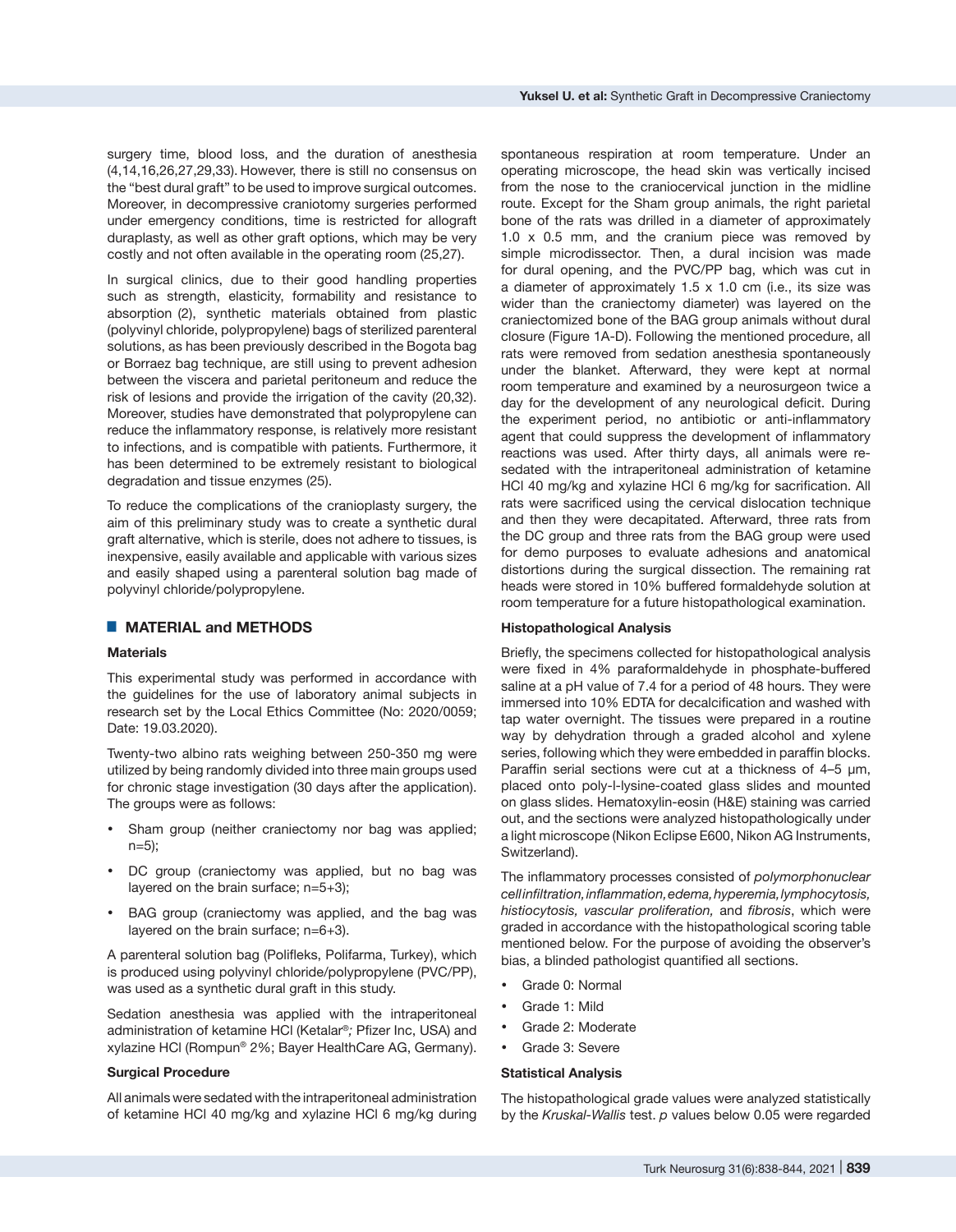surgery time, blood loss, and the duration of anesthesia (4,14,16,26,27,29,33). However, there is still no consensus on the "best dural graft" to be used to improve surgical outcomes. Moreover, in decompressive craniotomy surgeries performed under emergency conditions, time is restricted for allograft duraplasty, as well as other graft options, which may be very costly and not often available in the operating room (25,27).

In surgical clinics, due to their good handling properties such as strength, elasticity, formability and resistance to absorption (2), synthetic materials obtained from plastic (polyvinyl chloride, polypropylene) bags of sterilized parenteral solutions, as has been previously described in the Bogota bag or Borraez bag technique, are still using to prevent adhesion between the viscera and parietal peritoneum and reduce the risk of lesions and provide the irrigation of the cavity (20,32). Moreover, studies have demonstrated that polypropylene can reduce the inflammatory response, is relatively more resistant to infections, and is compatible with patients. Furthermore, it has been determined to be extremely resistant to biological degradation and tissue enzymes (25).

To reduce the complications of the cranioplasty surgery, the aim of this preliminary study was to create a synthetic dural graft alternative, which is sterile, does not adhere to tissues, is inexpensive, easily available and applicable with various sizes and easily shaped using a parenteral solution bag made of polyvinyl chloride/polypropylene.

## MATERIAL and METHODS

### Materials

This experimental study was performed in accordance with the guidelines for the use of laboratory animal subjects in research set by the Local Ethics Committee (No: 2020/0059; Date: 19.03.2020).

Twenty-two albino rats weighing between 250-350 mg were utilized by being randomly divided into three main groups used for chronic stage investigation (30 days after the application). The groups were as follows:

- Sham group (neither craniectomy nor bag was applied; n=5);
- DC group (craniectomy was applied, but no bag was layered on the brain surface; n=5+3);
- BAG group (craniectomy was applied, and the bag was layered on the brain surface; n=6+3).

A parenteral solution bag (Polifleks, Polifarma, Turkey), which is produced using polyvinyl chloride/polypropylene (PVC/PP), was used as a synthetic dural graft in this study.

Sedation anesthesia was applied with the intraperitoneal administration of ketamine HCl (Ketalar®*;* Pfizer Inc, USA) and xylazine HCl (Rompun® 2%; Bayer HealthCare AG, Germany).

### Surgical Procedure

All animals were sedated with the intraperitoneal administration of ketamine HCl 40 mg/kg and xylazine HCl 6 mg/kg during spontaneous respiration at room temperature. Under an operating microscope, the head skin was vertically incised from the nose to the craniocervical junction in the midline route. Except for the Sham group animals, the right parietal bone of the rats was drilled in a diameter of approximately 1.0 x 0.5 mm, and the cranium piece was removed by simple microdissector. Then, a dural incision was made for dural opening, and the PVC/PP bag, which was cut in a diameter of approximately 1.5 x 1.0 cm (i.e., its size was wider than the craniectomy diameter) was layered on the craniectomized bone of the BAG group animals without dural closure (Figure 1A-D). Following the mentioned procedure, all rats were removed from sedation anesthesia spontaneously under the blanket. Afterward, they were kept at normal room temperature and examined by a neurosurgeon twice a day for the development of any neurological deficit. During the experiment period, no antibiotic or anti-inflammatory agent that could suppress the development of inflammatory reactions was used. After thirty days, all animals were re-sedated with the intraperitoneal administration of ketamine HCl 40 mg/kg and xylazine HCl 6 mg/kg for sacrification. All rats were sacrificed using the cervical dislocation technique and then they were decapitated. Afterward, three rats from the DC group and three rats from the BAG group were used for demo purposes to evaluate adhesions and anatomical distortions during the surgical dissection. The remaining rat heads were stored in 10% buffered formaldehyde solution at room temperature for a future histopathological examination.

### Histopathological Analysis

Briefly, the specimens collected for histopathological analysis were fixed in 4% paraformaldehyde in phosphate-buffered saline at a pH value of 7.4 for a period of 48 hours. They were immersed into 10% EDTA for decalcification and washed with tap water overnight. The tissues were prepared in a routine way by dehydration through a graded alcohol and xylene series, following which they were embedded in paraffin blocks. Paraffin serial sections were cut at a thickness of 4–5 µm, placed onto poly-l-lysine-coated glass slides and mounted on glass slides. Hematoxylin-eosin (H&E) staining was carried out, and the sections were analyzed histopathologically under a light microscope (Nikon Eclipse E600, Nikon AG Instruments, Switzerland).

The inflammatory processes consisted of *polymorphonuclear cell infiltration, inflammation, edema, hyperemia, lymphocytosis, histiocytosis, vascular proliferation,* and *fibrosis*, which were graded in accordance with the histopathological scoring table mentioned below. For the purpose of avoiding the observer's bias, a blinded pathologist quantified all sections.

- Grade 0: Normal
- Grade 1: Mild
- Grade 2: Moderate
- Grade 3: Severe

### Statistical Analysis

The histopathological grade values were analyzed statistically by the *Kruskal-Wallis* test. *p* values below 0.05 were regarded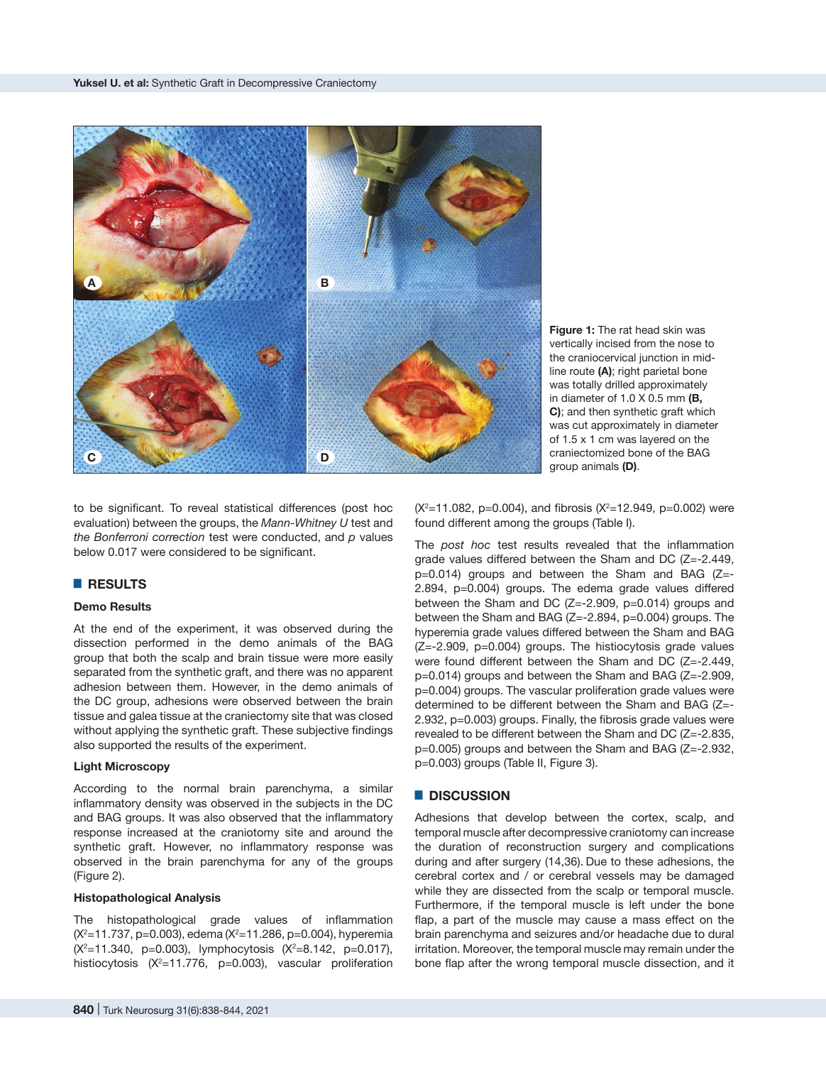Figure 1: The rat head skin was vertically incised from the nose to the craniocervical junction in midline route **(A)**; right parietal bone was totally drilled approximately in diameter of 1.0 X 0.5 mm **(B, C)**; and then synthetic graft which was cut approximately in diameter of 1.5 x 1 cm was layered on the craniectomized bone of the BAG group animals **(D)**.

to be significant. To reveal statistical differences (post hoc evaluation) between the groups, the *Mann-Whitney U* test and *the Bonferroni correction* test were conducted, and *p* values below 0.017 were considered to be significant.

## RESULTS

### Demo Results

At the end of the experiment, it was observed during the dissection performed in the demo animals of the BAG group that both the scalp and brain tissue were more easily separated from the synthetic graft, and there was no apparent adhesion between them. However, in the demo animals of the DC group, adhesions were observed between the brain tissue and galea tissue at the craniectomy site that was closed without applying the synthetic graft. These subjective findings also supported the results of the experiment.

### Light Microscopy

According to the normal brain parenchyma, a similar inflammatory density was observed in the subjects in the DC and BAG groups. It was also observed that the inflammatory response increased at the craniotomy site and around the synthetic graft. However, no inflammatory response was observed in the brain parenchyma for any of the groups (Figure 2).

### Histopathological Analysis

The histopathological grade values of inflammation ($X^2$=11.737, p=0.003), edema ($X^2$=11.286, p=0.004), hyperemia ($X^2$=11.340, p=0.003), lymphocytosis ($X^2$=8.142, p=0.017), histiocytosis ($X^2$=11.776, p=0.003), vascular proliferation ($X^2$=11.082, p=0.004), and fibrosis ($X^2$=12.949, p=0.002) were found different among the groups (Table I).

The *post hoc* test results revealed that the inflammation grade values differed between the Sham and DC (Z=-2.449, p=0.014) groups and between the Sham and BAG (Z=-2.894, p=0.004) groups. The edema grade values differed between the Sham and DC (Z=-2.909, p=0.014) groups and between the Sham and BAG (Z=-2.894, p=0.004) groups. The hyperemia grade values differed between the Sham and BAG (Z=-2.909, p=0.004) groups. The histiocytosis grade values were found different between the Sham and DC (Z=-2.449, p=0.014) groups and between the Sham and BAG (Z=-2.909, p=0.004) groups. The vascular proliferation grade values were determined to be different between the Sham and BAG (Z=-2.932, p=0.003) groups. Finally, the fibrosis grade values were revealed to be different between the Sham and DC (Z=-2.835, p=0.005) groups and between the Sham and BAG (Z=-2.932, p=0.003) groups (Table II, Figure 3).

## DISCUSSION

Adhesions that develop between the cortex, scalp, and temporal muscle after decompressive craniotomy can increase the duration of reconstruction surgery and complications during and after surgery (14,36). Due to these adhesions, the cerebral cortex and / or cerebral vessels may be damaged while they are dissected from the scalp or temporal muscle. Furthermore, if the temporal muscle is left under the bone flap, a part of the muscle may cause a mass effect on the brain parenchyma and seizures and/or headache due to dural irritation. Moreover, the temporal muscle may remain under the bone flap after the wrong temporal muscle dissection, and it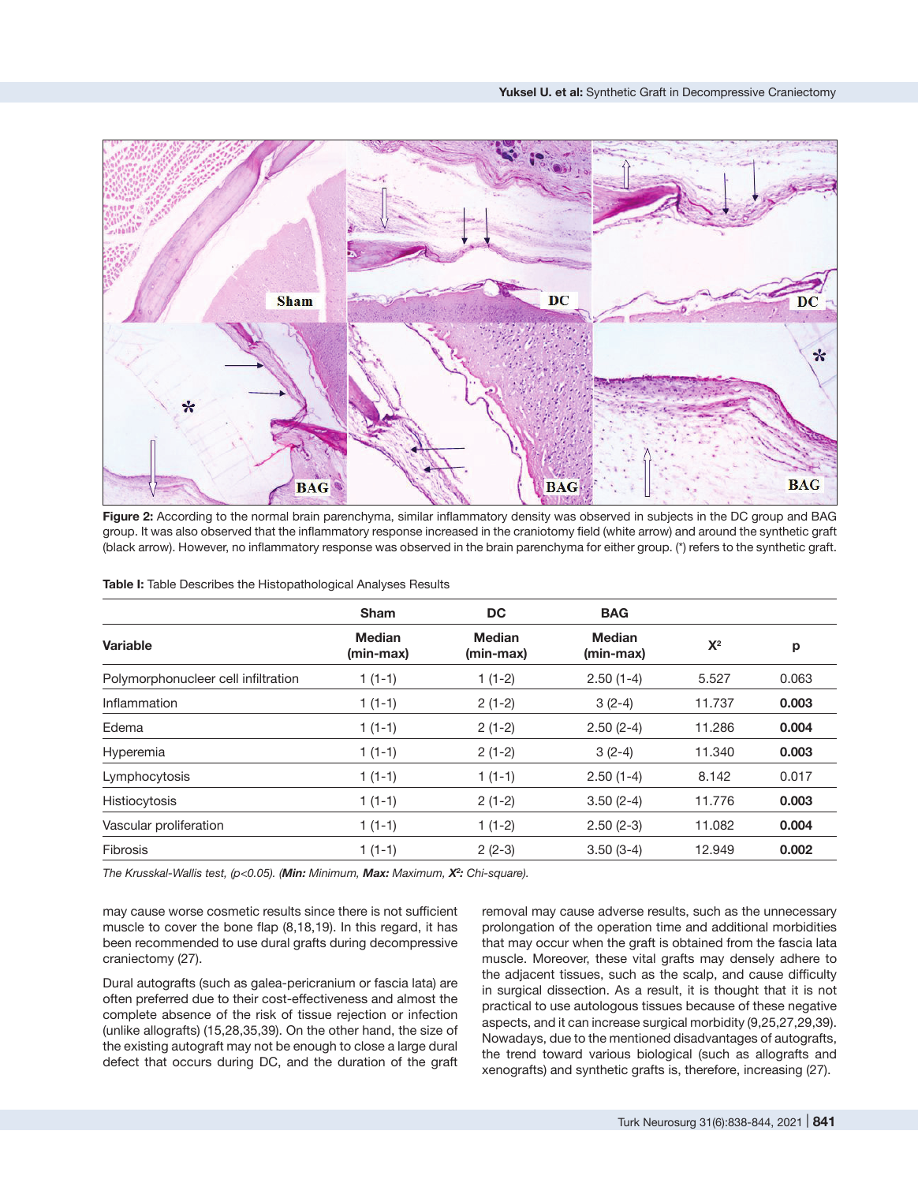**Figure 2:** According to the normal brain parenchyma, similar inflammatory density was observed in subjects in the DC group and BAG group. It was also observed that the inflammatory response increased in the craniotomy field (white arrow) and around the synthetic graft (black arrow). However, no inflammatory response was observed in the brain parenchyma for either group. (*) refers to the synthetic graft.

**Table I:** Table Describes the Histopathological Analyses Results

| Variable | Sham Median (min-max) | DC Median (min-max) | BAG Median (min-max) | $X^2$ | p |
|---|---|---|---|---|---|
| Polymorphonucleer cell infiltration | 1 (1-1) | 1 (1-2) | 2.50 (1-4) | 5.527 | 0.063 |
| Inflammation | 1 (1-1) | 2 (1-2) | 3 (2-4) | 11.737 | **0.003** |
| Edema | 1 (1-1) | 2 (1-2) | 2.50 (2-4) | 11.286 | **0.004** |
| Hyperemia | 1 (1-1) | 2 (1-2) | 3 (2-4) | 11.340 | **0.003** |
| Lymphocytosis | 1 (1-1) | 1 (1-1) | 2.50 (1-4) | 8.142 | 0.017 |
| Histiocytosis | 1 (1-1) | 2 (1-2) | 3.50 (2-4) | 11.776 | **0.003** |
| Vascular proliferation | 1 (1-1) | 1 (1-2) | 2.50 (2-3) | 11.082 | **0.004** |
| Fibrosis | 1 (1-1) | 2 (2-3) | 3.50 (3-4) | 12.949 | **0.002** |

*The Krusskal-Wallis test, ($p<0.05$). (**Min:** Minimum, **Max:** Maximum, $X^2$: Chi-square).*

may cause worse cosmetic results since there is not sufficient muscle to cover the bone flap (8,18,19). In this regard, it has been recommended to use dural grafts during decompressive craniectomy (27).

Dural autografts (such as galea-pericranium or fascia lata) are often preferred due to their cost-effectiveness and almost the complete absence of the risk of tissue rejection or infection (unlike allografts) (15,28,35,39). On the other hand, the size of the existing autograft may not be enough to close a large dural defect that occurs during DC, and the duration of the graft removal may cause adverse results, such as the unnecessary prolongation of the operation time and additional morbidities that may occur when the graft is obtained from the fascia lata muscle. Moreover, these vital grafts may densely adhere to the adjacent tissues, such as the scalp, and cause difficulty in surgical dissection. As a result, it is thought that it is not practical to use autologous tissues because of these negative aspects, and it can increase surgical morbidity (9,25,27,29,39). Nowadays, due to the mentioned disadvantages of autografts, the trend toward various biological (such as allografts and xenografts) and synthetic grafts is, therefore, increasing (27).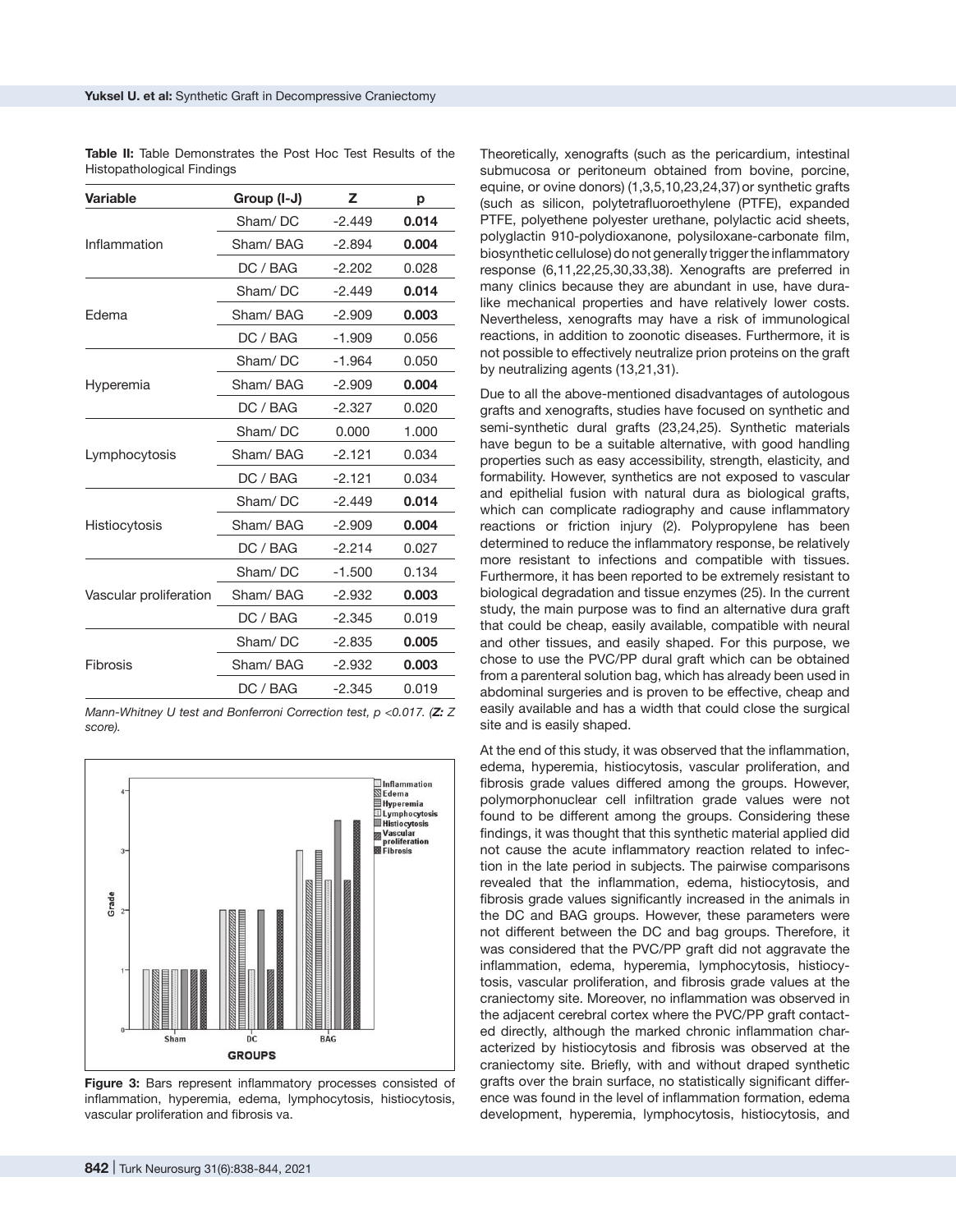**Table II:** Table Demonstrates the Post Hoc Test Results of the Histopathological Findings

| Variable | Group (I-J) | Z | p |
|---|---|---|---|
| Inflammation | Sham/ DC | -2.449 | **0.014** |
| | Sham/ BAG | -2.894 | **0.004** |
| | DC / BAG | -2.202 | 0.028 |
| Edema | Sham/ DC | -2.449 | **0.014** |
| | Sham/ BAG | -2.909 | **0.003** |
| | DC / BAG | -1.909 | 0.056 |
| Hyperemia | Sham/ DC | -1.964 | 0.050 |
| | Sham/ BAG | -2.909 | **0.004** |
| | DC / BAG | -2.327 | 0.020 |
| Lymphocytosis | Sham/ DC | 0.000 | 1.000 |
| | Sham/ BAG | -2.121 | 0.034 |
| | DC / BAG | -2.121 | 0.034 |
| Histiocytosis | Sham/ DC | -2.449 | **0.014** |
| | Sham/ BAG | -2.909 | **0.004** |
| | DC / BAG | -2.214 | 0.027 |
| Vascular proliferation | Sham/ DC | -1.500 | 0.134 |
| | Sham/ BAG | -2.932 | **0.003** |
| | DC / BAG | -2.345 | 0.019 |
| Fibrosis | Sham/ DC | -2.835 | **0.005** |
| | Sham/ BAG | -2.932 | **0.003** |
| | DC / BAG | -2.345 | 0.019 |

*Mann-Whitney U test and Bonferroni Correction test, $p < 0.017$. (**Z:** Z score).*

**Figure 3:** Bars represent inflammatory processes consisted of inflammation, hyperemia, edema, lymphocytosis, histiocytosis, vascular proliferation and fibrosis va.

Theoretically, xenografts (such as the pericardium, intestinal submucosa or peritoneum obtained from bovine, porcine, equine, or ovine donors) (1,3,5,10,23,24,37) or synthetic grafts (such as silicon, polytetrafluoroethylene (PTFE), expanded PTFE, polyethene polyester urethane, polylactic acid sheets, polyglactin 910-polydioxanone, polysiloxane-carbonate film, biosynthetic cellulose) do not generally trigger the inflammatory response (6,11,22,25,30,33,38). Xenografts are preferred in many clinics because they are abundant in use, have dura-like mechanical properties and have relatively lower costs. Nevertheless, xenografts may have a risk of immunological reactions, in addition to zoonotic diseases. Furthermore, it is not possible to effectively neutralize prion proteins on the graft by neutralizing agents (13,21,31).

Due to all the above-mentioned disadvantages of autologous grafts and xenografts, studies have focused on synthetic and semi-synthetic dural grafts (23,24,25). Synthetic materials have begun to be a suitable alternative, with good handling properties such as easy accessibility, strength, elasticity, and formability. However, synthetics are not exposed to vascular and epithelial fusion with natural dura as biological grafts, which can complicate radiography and cause inflammatory reactions or friction injury (2). Polypropylene has been determined to reduce the inflammatory response, be relatively more resistant to infections and compatible with tissues. Furthermore, it has been reported to be extremely resistant to biological degradation and tissue enzymes (25). In the current study, the main purpose was to find an alternative dura graft that could be cheap, easily available, compatible with neural and other tissues, and easily shaped. For this purpose, we chose to use the PVC/PP dural graft which can be obtained from a parenteral solution bag, which has already been used in abdominal surgeries and is proven to be effective, cheap and easily available and has a width that could close the surgical site and is easily shaped.

At the end of this study, it was observed that the inflammation, edema, hyperemia, histiocytosis, vascular proliferation, and fibrosis grade values differed among the groups. However, polymorphonuclear cell infiltration grade values were not found to be different among the groups. Considering these findings, it was thought that this synthetic material applied did not cause the acute inflammatory reaction related to infection in the late period in subjects. The pairwise comparisons revealed that the inflammation, edema, histiocytosis, and fibrosis grade values significantly increased in the animals in the DC and BAG groups. However, these parameters were not different between the DC and bag groups. Therefore, it was considered that the PVC/PP graft did not aggravate the inflammation, edema, hyperemia, lymphocytosis, histiocytosis, vascular proliferation, and fibrosis grade values at the craniectomy site. Moreover, no inflammation was observed in the adjacent cerebral cortex where the PVC/PP graft contacted directly, although the marked chronic inflammation characterized by histiocytosis and fibrosis was observed at the craniectomy site. Briefly, with and without draped synthetic grafts over the brain surface, no statistically significant difference was found in the level of inflammation formation, edema development, hyperemia, lymphocytosis, histiocytosis, and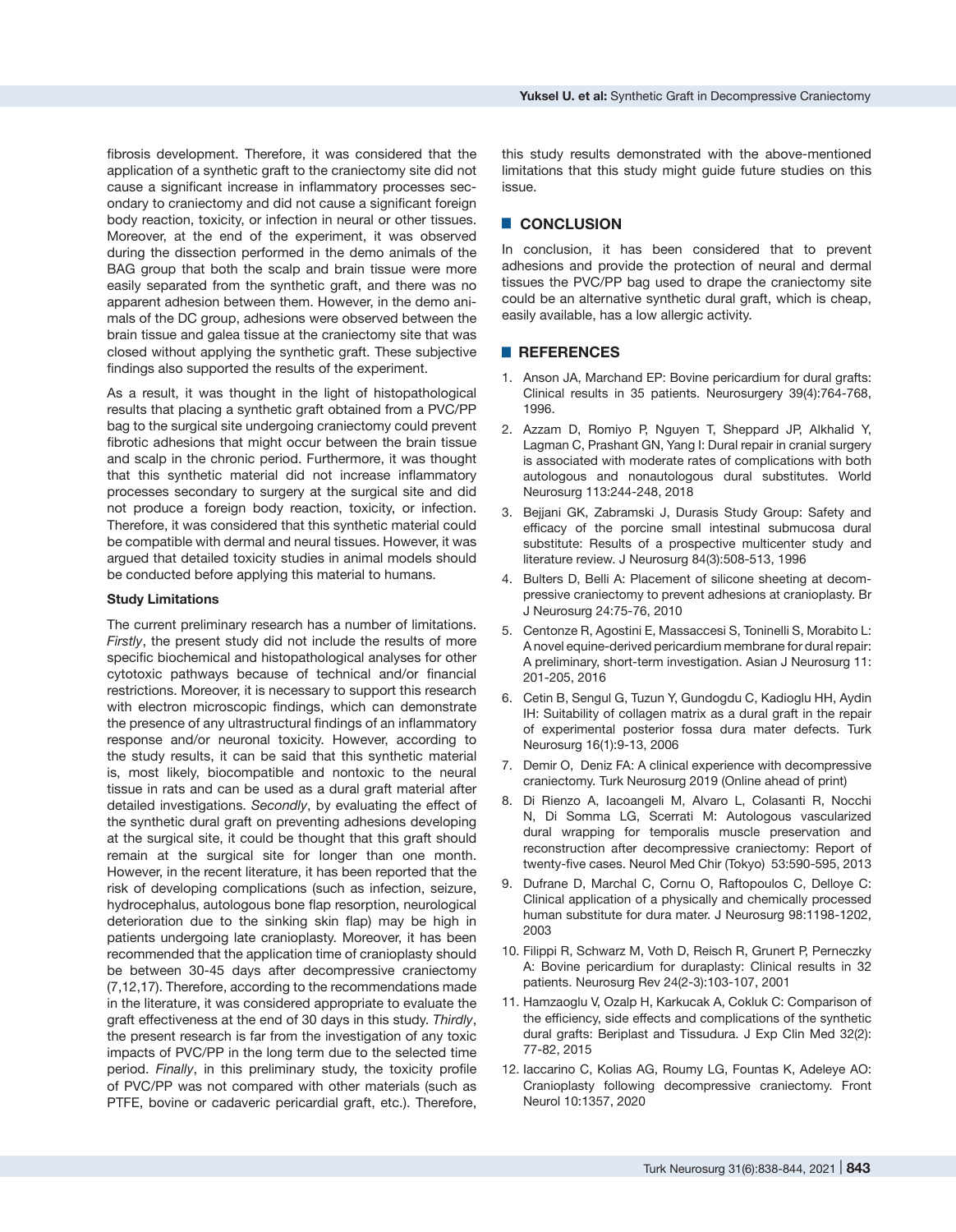fibrosis development. Therefore, it was considered that the application of a synthetic graft to the craniectomy site did not cause a significant increase in inflammatory processes secondary to craniectomy and did not cause a significant foreign body reaction, toxicity, or infection in neural or other tissues. Moreover, at the end of the experiment, it was observed during the dissection performed in the demo animals of the BAG group that both the scalp and brain tissue were more easily separated from the synthetic graft, and there was no apparent adhesion between them. However, in the demo animals of the DC group, adhesions were observed between the brain tissue and galea tissue at the craniectomy site that was closed without applying the synthetic graft. These subjective findings also supported the results of the experiment.

As a result, it was thought in the light of histopathological results that placing a synthetic graft obtained from a PVC/PP bag to the surgical site undergoing craniectomy could prevent fibrotic adhesions that might occur between the brain tissue and scalp in the chronic period. Furthermore, it was thought that this synthetic material did not increase inflammatory processes secondary to surgery at the surgical site and did not produce a foreign body reaction, toxicity, or infection. Therefore, it was considered that this synthetic material could be compatible with dermal and neural tissues. However, it was argued that detailed toxicity studies in animal models should be conducted before applying this material to humans.

**Study Limitations**

The current preliminary research has a number of limitations. *Firstly*, the present study did not include the results of more specific biochemical and histopathological analyses for other cytotoxic pathways because of technical and/or financial restrictions. Moreover, it is necessary to support this research with electron microscopic findings, which can demonstrate the presence of any ultrastructural findings of an inflammatory response and/or neuronal toxicity. However, according to the study results, it can be said that this synthetic material is, most likely, biocompatible and nontoxic to the neural tissue in rats and can be used as a dural graft material after detailed investigations. *Secondly*, by evaluating the effect of the synthetic dural graft on preventing adhesions developing at the surgical site, it could be thought that this graft should remain at the surgical site for longer than one month. However, in the recent literature, it has been reported that the risk of developing complications (such as infection, seizure, hydrocephalus, autologous bone flap resorption, neurological deterioration due to the sinking skin flap) may be high in patients undergoing late cranioplasty. Moreover, it has been recommended that the application time of cranioplasty should be between 30-45 days after decompressive craniectomy (7,12,17). Therefore, according to the recommendations made in the literature, it was considered appropriate to evaluate the graft effectiveness at the end of 30 days in this study. *Thirdly*, the present research is far from the investigation of any toxic impacts of PVC/PP in the long term due to the selected time period. *Finally*, in this preliminary study, the toxicity profile of PVC/PP was not compared with other materials (such as PTFE, bovine or cadaveric pericardial graft, etc.). Therefore, this study results demonstrated with the above-mentioned limitations that this study might guide future studies on this issue.

## CONCLUSION

In conclusion, it has been considered that to prevent adhesions and provide the protection of neural and dermal tissues the PVC/PP bag used to drape the craniectomy site could be an alternative synthetic dural graft, which is cheap, easily available, has a low allergic activity.

## REFERENCES

1. Anson JA, Marchand EP: Bovine pericardium for dural grafts: Clinical results in 35 patients. Neurosurgery 39(4):764-768, 1996.
2. Azzam D, Romiyo P, Nguyen T, Sheppard JP, Alkhalid Y, Lagman C, Prashant GN, Yang I: Dural repair in cranial surgery is associated with moderate rates of complications with both autologous and nonautologous dural substitutes. World Neurosurg 113:244-248, 2018
3. Bejjani GK, Zabramski J, Durasis Study Group: Safety and efficacy of the porcine small intestinal submucosa dural substitute: Results of a prospective multicenter study and literature review. J Neurosurg 84(3):508-513, 1996
4. Bulters D, Belli A: Placement of silicone sheeting at decompressive craniectomy to prevent adhesions at cranioplasty. Br J Neurosurg 24:75-76, 2010
5. Centonze R, Agostini E, Massaccesi S, Toninelli S, Morabito L: A novel equine-derived pericardium membrane for dural repair: A preliminary, short-term investigation. Asian J Neurosurg 11: 201-205, 2016
6. Cetin B, Sengul G, Tuzun Y, Gundogdu C, Kadioglu HH, Aydin IH: Suitability of collagen matrix as a dural graft in the repair of experimental posterior fossa dura mater defects. Turk Neurosurg 16(1):9-13, 2006
7. Demir O, Deniz FA: A clinical experience with decompressive craniectomy. Turk Neurosurg 2019 (Online ahead of print)
8. Di Rienzo A, Iacoangeli M, Alvaro L, Colasanti R, Nocchi N, Di Somma LG, Scerrati M: Autologous vascularized dural wrapping for temporalis muscle preservation and reconstruction after decompressive craniectomy: Report of twenty-five cases. Neurol Med Chir (Tokyo) 53:590-595, 2013
9. Dufrane D, Marchal C, Cornu O, Raftopoulos C, Delloye C: Clinical application of a physically and chemically processed human substitute for dura mater. J Neurosurg 98:1198-1202, 2003
10. Filippi R, Schwarz M, Voth D, Reisch R, Grunert P, Perneczky A: Bovine pericardium for duraplasty: Clinical results in 32 patients. Neurosurg Rev 24(2-3):103-107, 2001
11. Hamzaoglu V, Ozalp H, Karkucak A, Cokluk C: Comparison of the efficiency, side effects and complications of the synthetic dural grafts: Beriplast and Tissudura. J Exp Clin Med 32(2): 77-82, 2015
12. Iaccarino C, Kolias AG, Roumy LG, Fountas K, Adeleye AO: Cranioplasty following decompressive craniectomy. Front Neurol 10:1357, 2020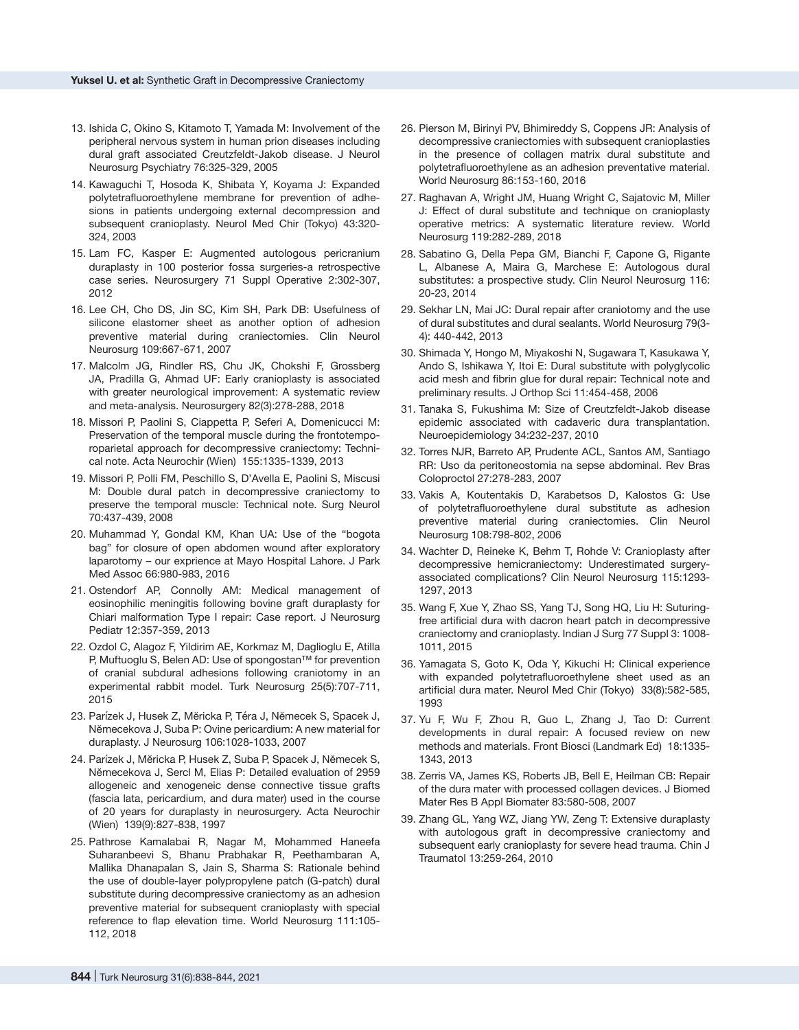13. Ishida C, Okino S, Kitamoto T, Yamada M: Involvement of the peripheral nervous system in human prion diseases including dural graft associated Creutzfeldt-Jakob disease. J Neurol Neurosurg Psychiatry 76:325-329, 2005
14. Kawaguchi T, Hosoda K, Shibata Y, Koyama J: Expanded polytetrafluoroethylene membrane for prevention of adhesions in patients undergoing external decompression and subsequent cranioplasty. Neurol Med Chir (Tokyo) 43:320-324, 2003
15. Lam FC, Kasper E: Augmented autologous pericranium duraplasty in 100 posterior fossa surgeries-a retrospective case series. Neurosurgery 71 Suppl Operative 2:302-307, 2012
16. Lee CH, Cho DS, Jin SC, Kim SH, Park DB: Usefulness of silicone elastomer sheet as another option of adhesion preventive material during craniectomies. Clin Neurol Neurosurg 109:667-671, 2007
17. Malcolm JG, Rindler RS, Chu JK, Chokshi F, Grossberg JA, Pradilla G, Ahmad UF: Early cranioplasty is associated with greater neurological improvement: A systematic review and meta-analysis. Neurosurgery 82(3):278-288, 2018
18. Missori P, Paolini S, Ciappetta P, Seferi A, Domenicucci M: Preservation of the temporal muscle during the frontotemporoparietal approach for decompressive craniectomy: Technical note. Acta Neurochir (Wien) 155:1335-1339, 2013
19. Missori P, Polli FM, Peschillo S, D'Avella E, Paolini S, Miscusi M: Double dural patch in decompressive craniectomy to preserve the temporal muscle: Technical note. Surg Neurol 70:437-439, 2008
20. Muhammad Y, Gondal KM, Khan UA: Use of the "bogota bag" for closure of open abdomen wound after exploratory laparotomy – our exprience at Mayo Hospital Lahore. J Park Med Assoc 66:980-983, 2016
21. Ostendorf AP, Connolly AM: Medical management of eosinophilic meningitis following bovine graft duraplasty for Chiari malformation Type I repair: Case report. J Neurosurg Pediatr 12:357-359, 2013
22. Ozdol C, Alagoz F, Yildirim AE, Korkmaz M, Daglioglu E, Atilla P, Muftuoglu S, Belen AD: Use of spongostan™ for prevention of cranial subdural adhesions following craniotomy in an experimental rabbit model. Turk Neurosurg 25(5):707-711, 2015
23. Parízek J, Husek Z, Měricka P, Téra J, Němecek S, Spacek J, Němecekova J, Suba P: Ovine pericardium: A new material for duraplasty. J Neurosurg 106:1028-1033, 2007
24. Parízek J, Měricka P, Husek Z, Suba P, Spacek J, Němecek S, Němecekova J, Sercl M, Elias P: Detailed evaluation of 2959 allogeneic and xenogeneic dense connective tissue grafts (fascia lata, pericardium, and dura mater) used in the course of 20 years for duraplasty in neurosurgery. Acta Neurochir (Wien) 139(9):827-838, 1997
25. Pathrose Kamalabai R, Nagar M, Mohammed Haneefa Suharanbeevi S, Bhanu Prabhakar R, Peethambaran A, Mallika Dhanapalan S, Jain S, Sharma S: Rationale behind the use of double-layer polypropylene patch (G-patch) dural substitute during decompressive craniectomy as an adhesion preventive material for subsequent cranioplasty with special reference to flap elevation time. World Neurosurg 111:105-112, 2018
26. Pierson M, Birinyi PV, Bhimireddy S, Coppens JR: Analysis of decompressive craniectomies with subsequent cranioplasties in the presence of collagen matrix dural substitute and polytetrafluoroethylene as an adhesion preventative material. World Neurosurg 86:153-160, 2016
27. Raghavan A, Wright JM, Huang Wright C, Sajatovic M, Miller J: Effect of dural substitute and technique on cranioplasty operative metrics: A systematic literature review. World Neurosurg 119:282-289, 2018
28. Sabatino G, Della Pepa GM, Bianchi F, Capone G, Rigante L, Albanese A, Maira G, Marchese E: Autologous dural substitutes: a prospective study. Clin Neurol Neurosurg 116: 20-23, 2014
29. Sekhar LN, Mai JC: Dural repair after craniotomy and the use of dural substitutes and dural sealants. World Neurosurg 79(3-4): 440-442, 2013
30. Shimada Y, Hongo M, Miyakoshi N, Sugawara T, Kasukawa Y, Ando S, Ishikawa Y, Itoi E: Dural substitute with polyglycolic acid mesh and fibrin glue for dural repair: Technical note and preliminary results. J Orthop Sci 11:454-458, 2006
31. Tanaka S, Fukushima M: Size of Creutzfeldt-Jakob disease epidemic associated with cadaveric dura transplantation. Neuroepidemiology 34:232-237, 2010
32. Torres NJR, Barreto AP, Prudente ACL, Santos AM, Santiago RR: Uso da peritoneostomia na sepse abdominal. Rev Bras Coloproctol 27:278-283, 2007
33. Vakis A, Koutentakis D, Karabetsos D, Kalostos G: Use of polytetrafluoroethylene dural substitute as adhesion preventive material during craniectomies. Clin Neurol Neurosurg 108:798-802, 2006
34. Wachter D, Reineke K, Behm T, Rohde V: Cranioplasty after decompressive hemicraniectomy: Underestimated surgery-associated complications? Clin Neurol Neurosurg 115:1293-1297, 2013
35. Wang F, Xue Y, Zhao SS, Yang TJ, Song HQ, Liu H: Suturing-free artificial dura with dacron heart patch in decompressive craniectomy and cranioplasty. Indian J Surg 77 Suppl 3: 1008-1011, 2015
36. Yamagata S, Goto K, Oda Y, Kikuchi H: Clinical experience with expanded polytetrafluoroethylene sheet used as an artificial dura mater. Neurol Med Chir (Tokyo) 33(8):582-585, 1993
37. Yu F, Wu F, Zhou R, Guo L, Zhang J, Tao D: Current developments in dural repair: A focused review on new methods and materials. Front Biosci (Landmark Ed) 18:1335-1343, 2013
38. Zerris VA, James KS, Roberts JB, Bell E, Heilman CB: Repair of the dura mater with processed collagen devices. J Biomed Mater Res B Appl Biomater 83:580-508, 2007
39. Zhang GL, Yang WZ, Jiang YW, Zeng T: Extensive duraplasty with autologous graft in decompressive craniectomy and subsequent early cranioplasty for severe head trauma. Chin J Traumatol 13:259-264, 2010